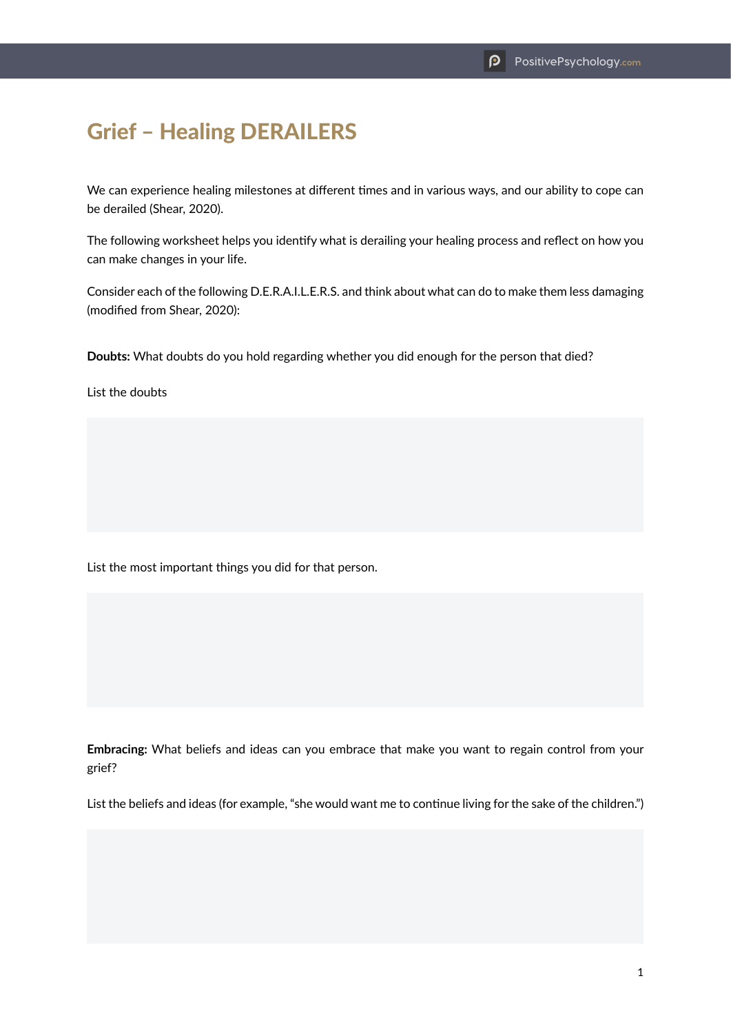# Grief – Healing DERAILERS

We can experience healing milestones at different times and in various ways, and our ability to cope can be derailed (Shear, 2020).

The following worksheet helps you identify what is derailing your healing process and reflect on how you can make changes in your life.

Consider each of the following D.E.R.A.I.L.E.R.S. and think about what can do to make them less damaging (modified from Shear, 2020):

**Doubts:** What doubts do you hold regarding whether you did enough for the person that died?

List the doubts

List the most important things you did for that person.

**Embracing:** What beliefs and ideas can you embrace that make you want to regain control from your grief?

List the beliefs and ideas (for example, "she would want me to continue living for the sake of the children.")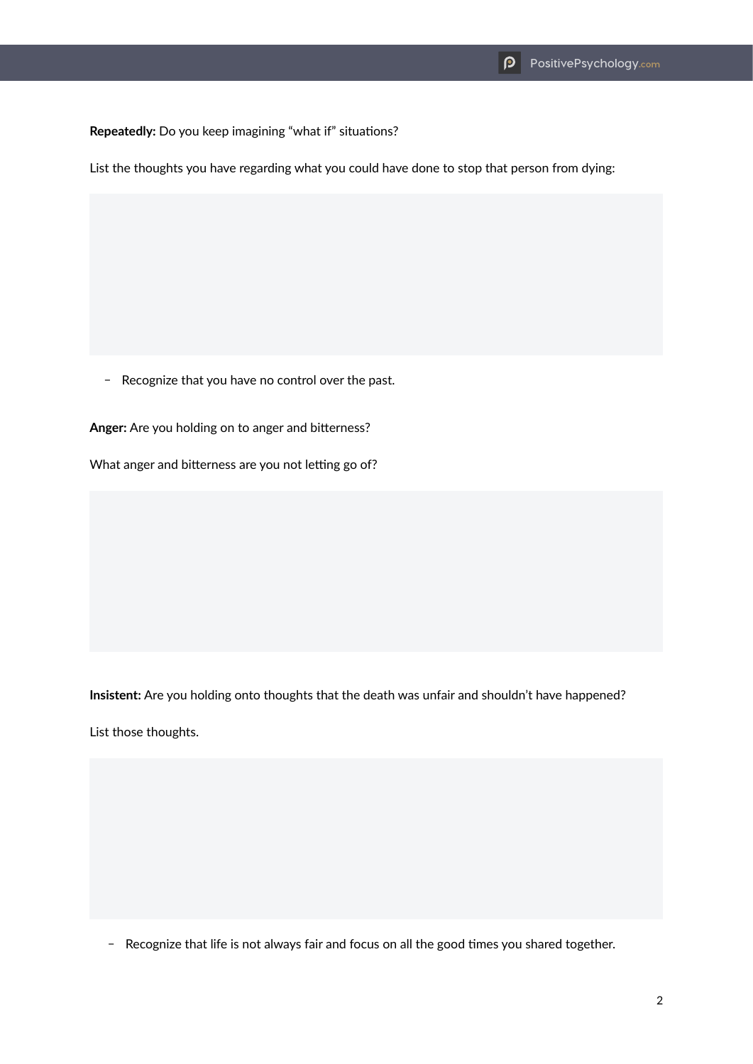**Repeatedly:** Do you keep imagining "what if" situations?

List the thoughts you have regarding what you could have done to stop that person from dying:

- Recognize that you have no control over the past.

**Anger:** Are you holding on to anger and bitterness?

What anger and bitterness are you not letting go of?

**Insistent:** Are you holding onto thoughts that the death was unfair and shouldn't have happened?

List those thoughts.

- Recognize that life is not always fair and focus on all the good times you shared together.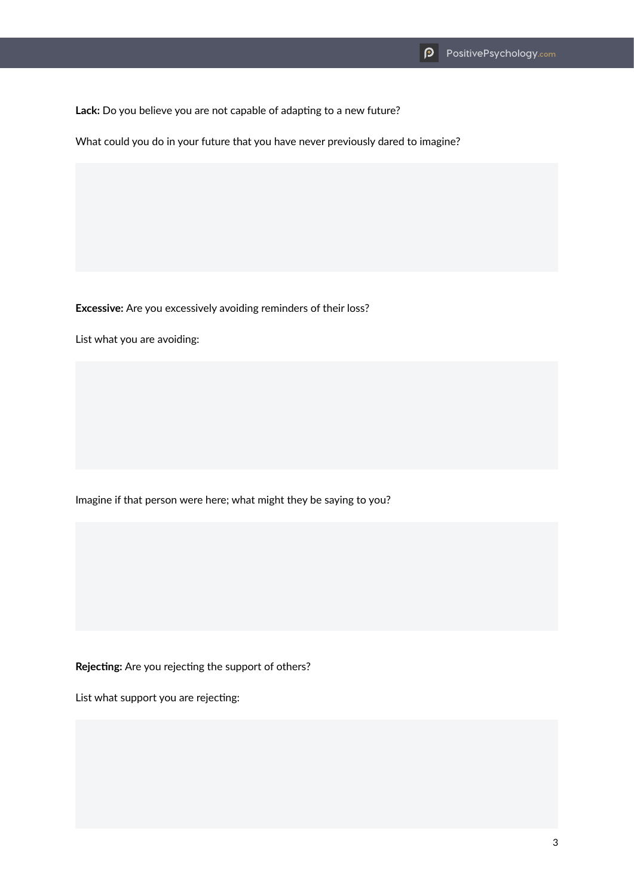**Lack:** Do you believe you are not capable of adapting to a new future?

What could you do in your future that you have never previously dared to imagine?

**Excessive:** Are you excessively avoiding reminders of their loss?

List what you are avoiding:

Imagine if that person were here; what might they be saying to you?

**Rejecting:** Are you rejecting the support of others?

List what support you are rejecting: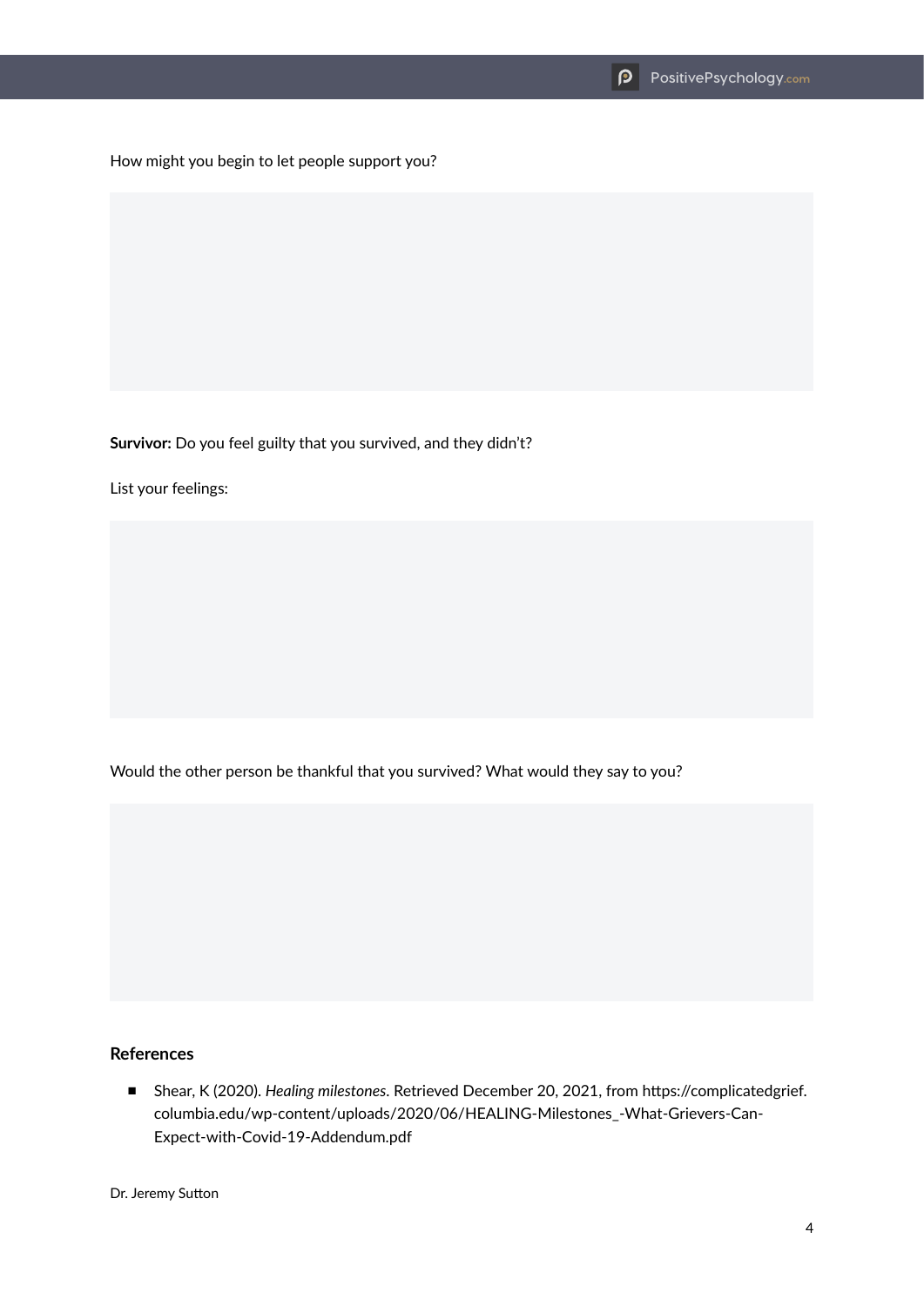How might you begin to let people support you?

**Survivor:** Do you feel guilty that you survived, and they didn't?

List your feelings:

Would the other person be thankful that you survived? What would they say to you?

### References

- Shear, K (2020). *Healing milestones*. Retrieved December 20, 2021, from https://complicatedgrief.columbia.edu/wp-content/uploads/2020/06/HEALING-Milestones_-What-Grievers-Can-Expect-with-Covid-19-Addendum.pdf

Dr. Jeremy Sutton